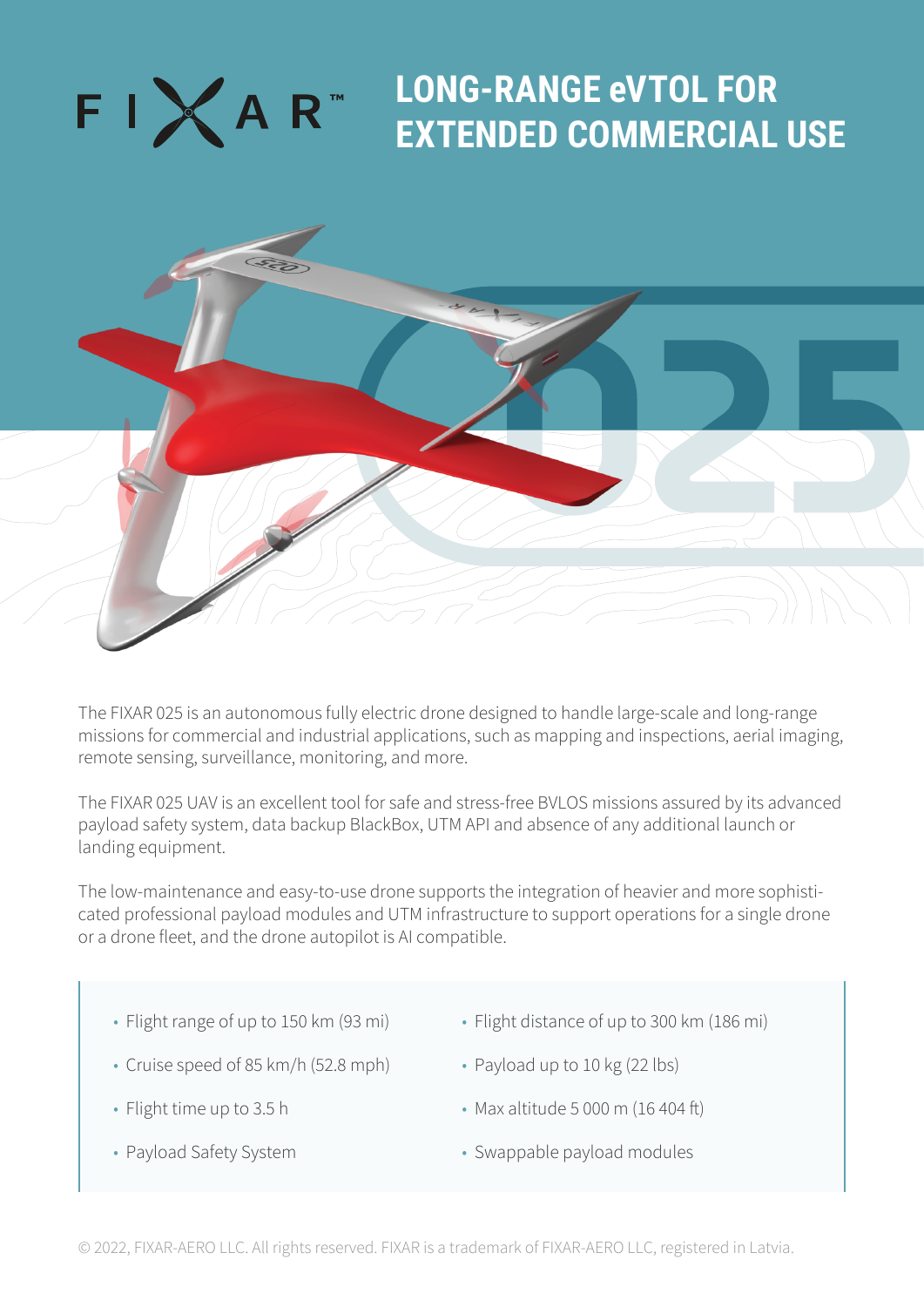FIXAR™

# LONG-RANGE eVTOL FOR EXTENDED COMMERCIAL USE

The FIXAR 025 is an autonomous fully electric drone designed to handle large-scale and long-range missions for commercial and industrial applications, such as mapping and inspections, aerial imaging, remote sensing, surveillance, monitoring, and more.

The FIXAR 025 UAV is an excellent tool for safe and stress-free BVLOS missions assured by its advanced payload safety system, data backup BlackBox, UTM API and absence of any additional launch or landing equipment.

The low-maintenance and easy-to-use drone supports the integration of heavier and more sophisticated professional payload modules and UTM infrastructure to support operations for a single drone or a drone fleet, and the drone autopilot is AI compatible.

- Flight range of up to 150 km (93 mi)
- Cruise speed of 85 km/h (52.8 mph)
- Flight time up to 3.5 h
- Payload Safety System
- Flight distance of up to 300 km (186 mi)
- Payload up to 10 kg (22 lbs)
- Max altitude 5 000 m (16 404 ft)
- Swappable payload modules

© 2022, FIXAR-AERO LLC. All rights reserved. FIXAR is a trademark of FIXAR-AERO LLC, registered in Latvia.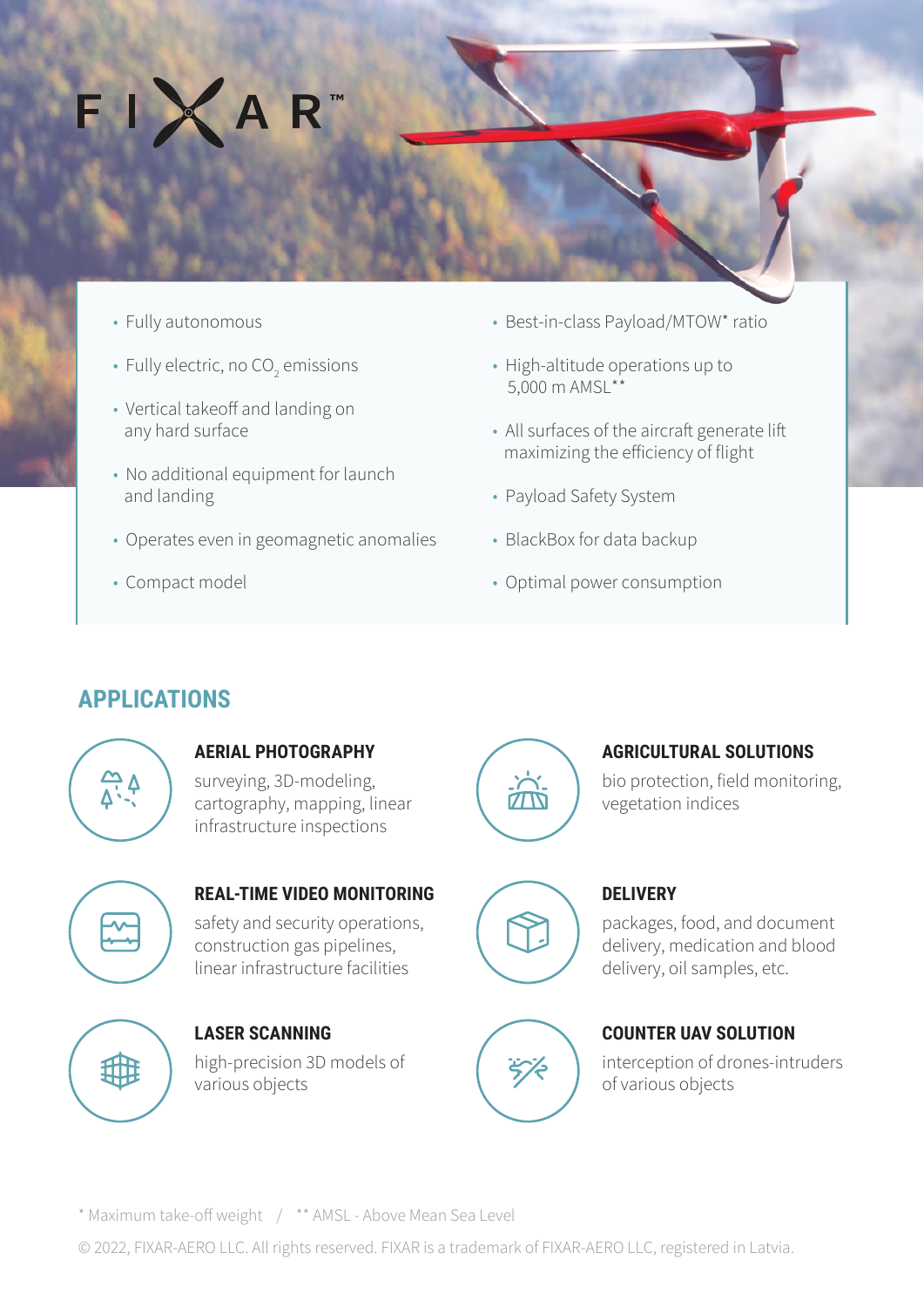# FIXAR™

- Fully autonomous
- Fully electric, no $CO_2$ emissions
- Vertical takeoff and landing on any hard surface
- No additional equipment for launch and landing
- Operates even in geomagnetic anomalies
- Compact model
- Best-in-class Payload/MTOW* ratio
- High-altitude operations up to 5,000 m AMSL**
- All surfaces of the aircraft generate lift maximizing the efficiency of flight
- Payload Safety System
- BlackBox for data backup
- Optimal power consumption

## APPLICATIONS

### AERIAL PHOTOGRAPHY

surveying, 3D-modeling, cartography, mapping, linear infrastructure inspections

### AGRICULTURAL SOLUTIONS

bio protection, field monitoring, vegetation indices

### REAL-TIME VIDEO MONITORING

safety and security operations, construction gas pipelines, linear infrastructure facilities

### DELIVERY

packages, food, and document delivery, medication and blood delivery, oil samples, etc.

### LASER SCANNING

high-precision 3D models of various objects

### COUNTER UAV SOLUTION

interception of drones-intruders of various objects

\* Maximum take-off weight / ** AMSL - Above Mean Sea Level

© 2022, FIXAR-AERO LLC. All rights reserved. FIXAR is a trademark of FIXAR-AERO LLC, registered in Latvia.